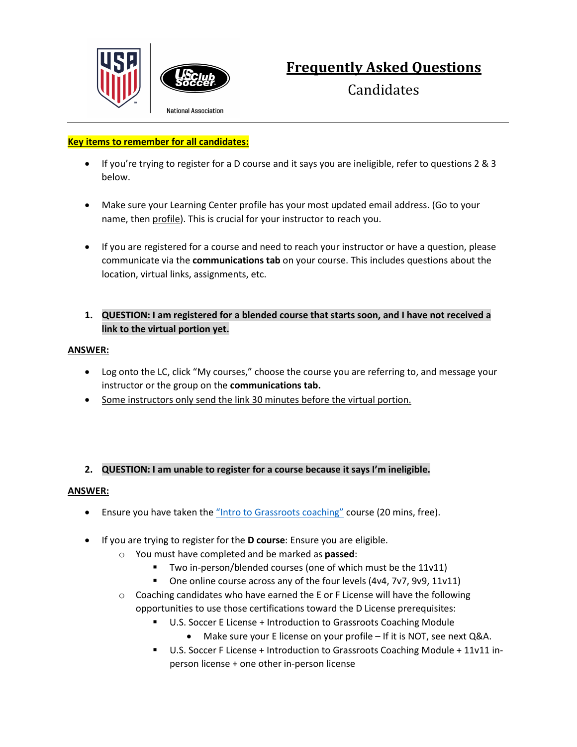# Frequently Asked Questions

## Candidates

**Key items to remember for all candidates:**

- If you're trying to register for a D course and it says you are ineligible, refer to questions 2 & 3 below.
- Make sure your Learning Center profile has your most updated email address. (Go to your name, then profile). This is crucial for your instructor to reach you.
- If you are registered for a course and need to reach your instructor or have a question, please communicate via the **communications tab** on your course. This includes questions about the location, virtual links, assignments, etc.

1. **QUESTION: I am registered for a blended course that starts soon, and I have not received a link to the virtual portion yet.**

**ANSWER:**

- Log onto the LC, click "My courses," choose the course you are referring to, and message your instructor or the group on the **communications tab.**
- Some instructors only send the link 30 minutes before the virtual portion.

2. **QUESTION: I am unable to register for a course because it says I'm ineligible.**

**ANSWER:**

- Ensure you have taken the "Intro to Grassroots coaching" course (20 mins, free).
- If you are trying to register for the **D course**: Ensure you are eligible.
  - You must have completed and be marked as **passed**:
    - Two in-person/blended courses (one of which must be the 11v11)
    - One online course across any of the four levels (4v4, 7v7, 9v9, 11v11)
  - Coaching candidates who have earned the E or F License will have the following opportunities to use those certifications toward the D License prerequisites:
    - U.S. Soccer E License + Introduction to Grassroots Coaching Module
      - Make sure your E license on your profile – If it is NOT, see next Q&A.
    - U.S. Soccer F License + Introduction to Grassroots Coaching Module + 11v11 in-person license + one other in-person license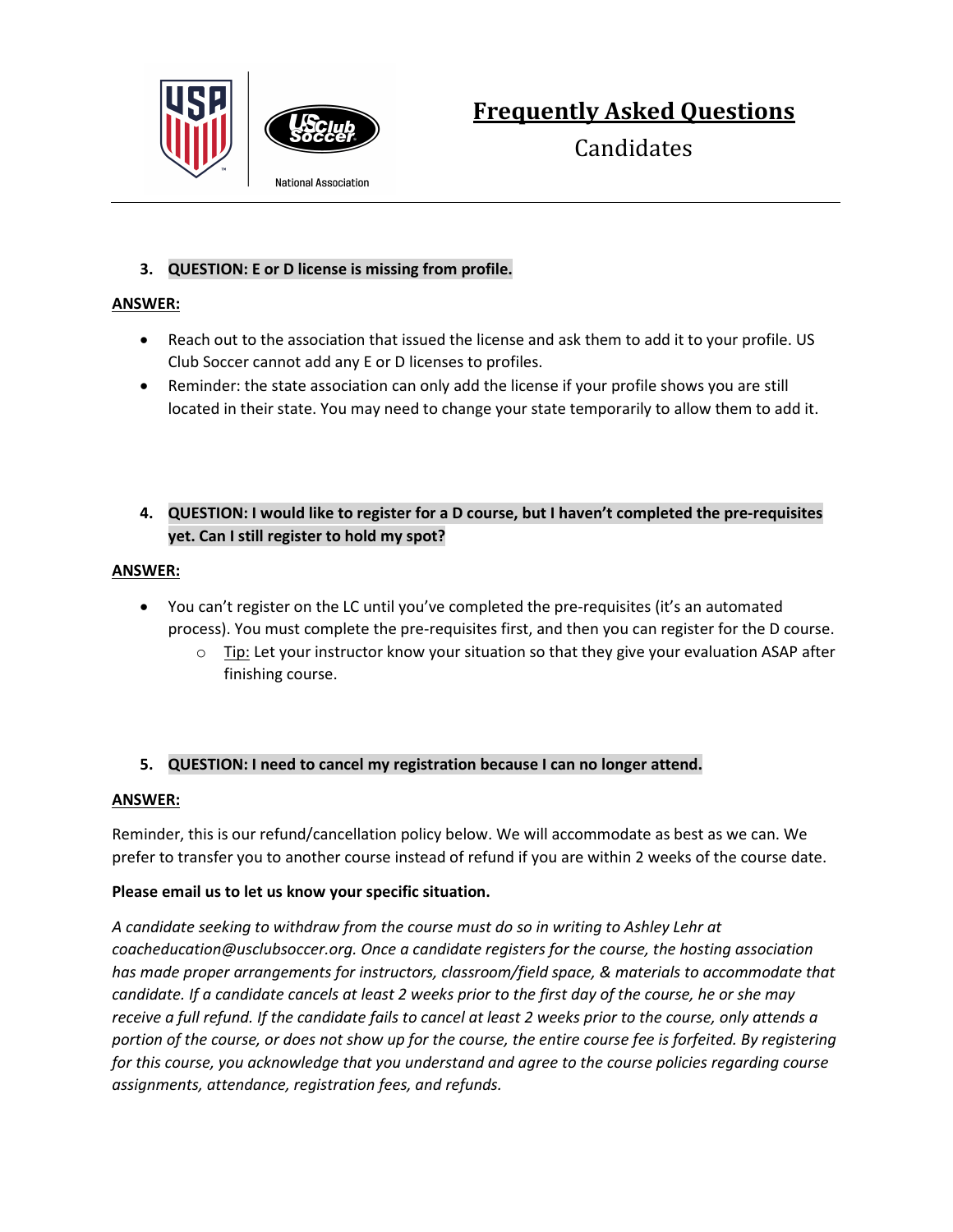# Frequently Asked Questions

Candidates

3. **QUESTION: E or D license is missing from profile.**

**ANSWER:**

- Reach out to the association that issued the license and ask them to add it to your profile. US Club Soccer cannot add any E or D licenses to profiles.
- Reminder: the state association can only add the license if your profile shows you are still located in their state. You may need to change your state temporarily to allow them to add it.

4. **QUESTION: I would like to register for a D course, but I haven't completed the pre-requisites yet. Can I still register to hold my spot?**

**ANSWER:**

- You can't register on the LC until you've completed the pre-requisites (it's an automated process). You must complete the pre-requisites first, and then you can register for the D course.
  - Tip: Let your instructor know your situation so that they give your evaluation ASAP after finishing course.

5. **QUESTION: I need to cancel my registration because I can no longer attend.**

**ANSWER:**

Reminder, this is our refund/cancellation policy below. We will accommodate as best as we can. We prefer to transfer you to another course instead of refund if you are within 2 weeks of the course date.

**Please email us to let us know your specific situation.**

*A candidate seeking to withdraw from the course must do so in writing to Ashley Lehr at coacheducation@usclubsoccer.org. Once a candidate registers for the course, the hosting association has made proper arrangements for instructors, classroom/field space, & materials to accommodate that candidate. If a candidate cancels at least 2 weeks prior to the first day of the course, he or she may receive a full refund. If the candidate fails to cancel at least 2 weeks prior to the course, only attends a portion of the course, or does not show up for the course, the entire course fee is forfeited. By registering for this course, you acknowledge that you understand and agree to the course policies regarding course assignments, attendance, registration fees, and refunds.*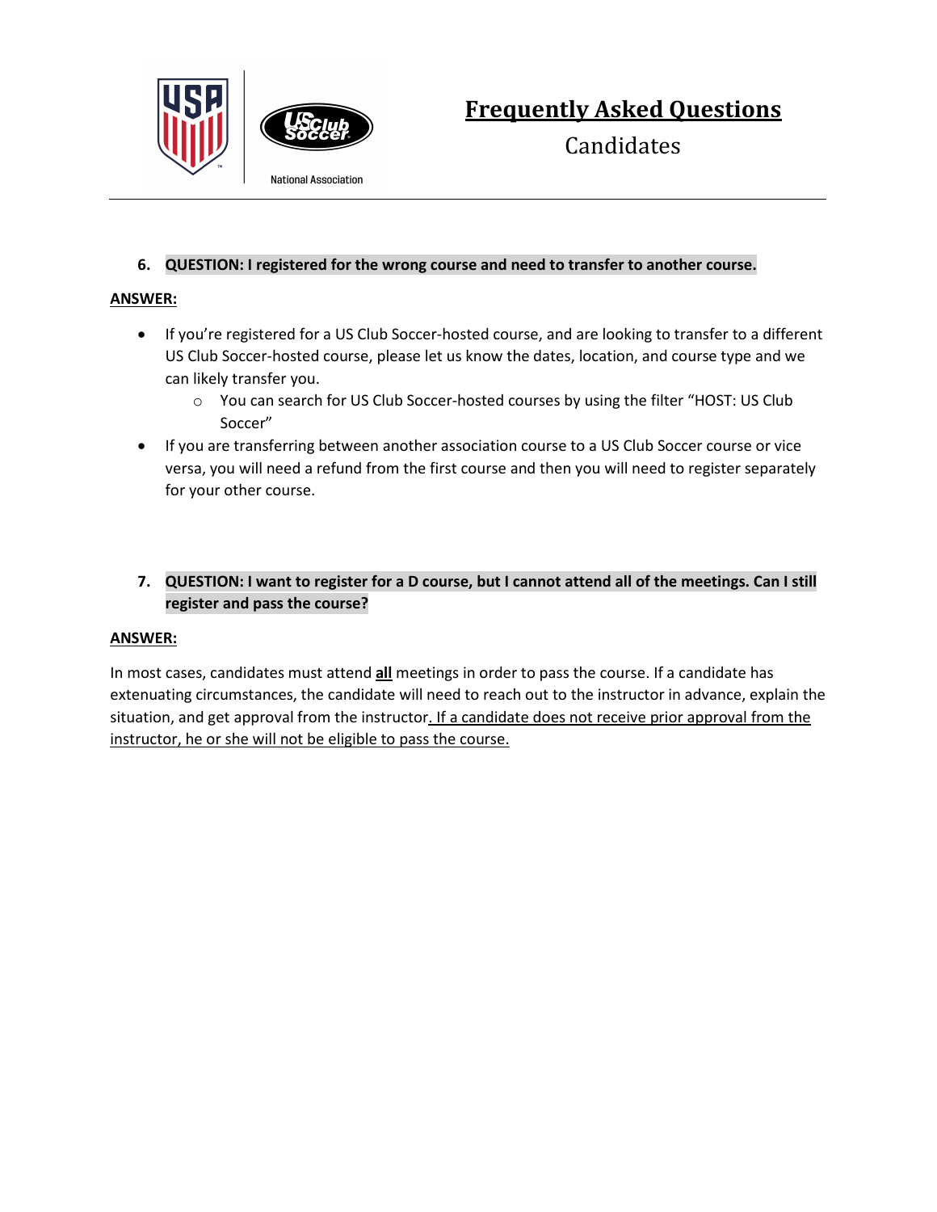# Frequently Asked Questions

Candidates

6. **QUESTION: I registered for the wrong course and need to transfer to another course.**

**ANSWER:**

- If you're registered for a US Club Soccer-hosted course, and are looking to transfer to a different US Club Soccer-hosted course, please let us know the dates, location, and course type and we can likely transfer you.
  - You can search for US Club Soccer-hosted courses by using the filter "HOST: US Club Soccer"
- If you are transferring between another association course to a US Club Soccer course or vice versa, you will need a refund from the first course and then you will need to register separately for your other course.

7. **QUESTION: I want to register for a D course, but I cannot attend all of the meetings. Can I still register and pass the course?**

**ANSWER:**

In most cases, candidates must attend **all** meetings in order to pass the course. If a candidate has extenuating circumstances, the candidate will need to reach out to the instructor in advance, explain the situation, and get approval from the instructor. If a candidate does not receive prior approval from the instructor, he or she will not be eligible to pass the course.